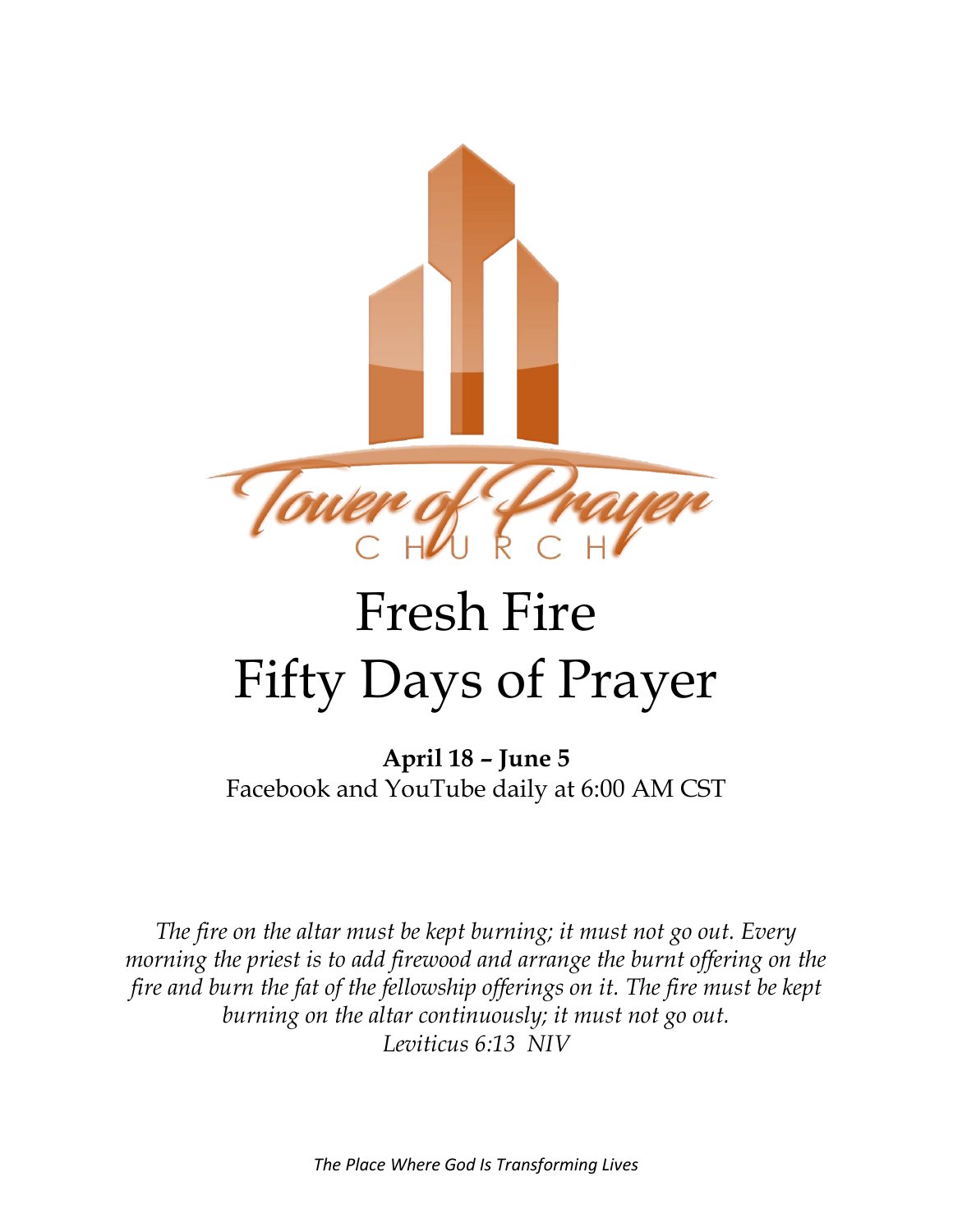Tower of Prayer

CHURCH

# Fresh Fire
# Fifty Days of Prayer

**April 18 – June 5**
Facebook and YouTube daily at 6:00 AM CST

*The fire on the altar must be kept burning; it must not go out. Every morning the priest is to add firewood and arrange the burnt offering on the fire and burn the fat of the fellowship offerings on it. The fire must be kept burning on the altar continuously; it must not go out.*
*Leviticus 6:13 NIV*

*The Place Where God Is Transforming Lives*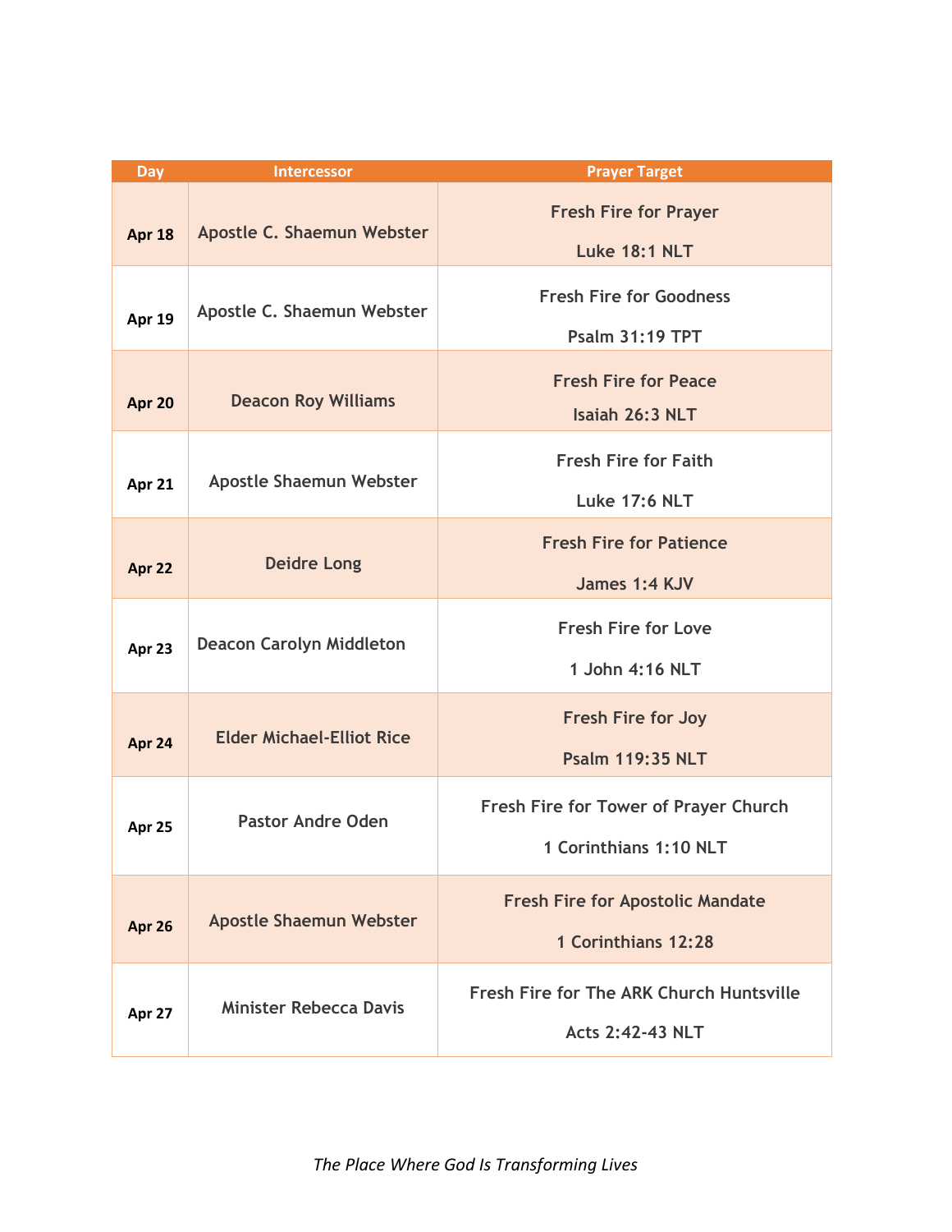| Day | Intercessor | Prayer Target |
|---|---|---|
| **Apr 18** | **Apostle C. Shaemun Webster** | **Fresh Fire for Prayer**<br><br>**Luke 18:1 NLT** |
| **Apr 19** | **Apostle C. Shaemun Webster** | **Fresh Fire for Goodness**<br><br>**Psalm 31:19 TPT** |
| **Apr 20** | **Deacon Roy Williams** | **Fresh Fire for Peace**<br><br>**Isaiah 26:3 NLT** |
| **Apr 21** | **Apostle Shaemun Webster** | **Fresh Fire for Faith**<br><br>**Luke 17:6 NLT** |
| **Apr 22** | **Deidre Long** | **Fresh Fire for Patience**<br><br>**James 1:4 KJV** |
| **Apr 23** | **Deacon Carolyn Middleton** | **Fresh Fire for Love**<br><br>**1 John 4:16 NLT** |
| **Apr 24** | **Elder Michael-Elliot Rice** | **Fresh Fire for Joy**<br><br>**Psalm 119:35 NLT** |
| **Apr 25** | **Pastor Andre Oden** | **Fresh Fire for Tower of Prayer Church**<br><br>**1 Corinthians 1:10 NLT** |
| **Apr 26** | **Apostle Shaemun Webster** | **Fresh Fire for Apostolic Mandate**<br><br>**1 Corinthians 12:28** |
| **Apr 27** | **Minister Rebecca Davis** | **Fresh Fire for The ARK Church Huntsville**<br><br>**Acts 2:42-43 NLT** |

*The Place Where God Is Transforming Lives*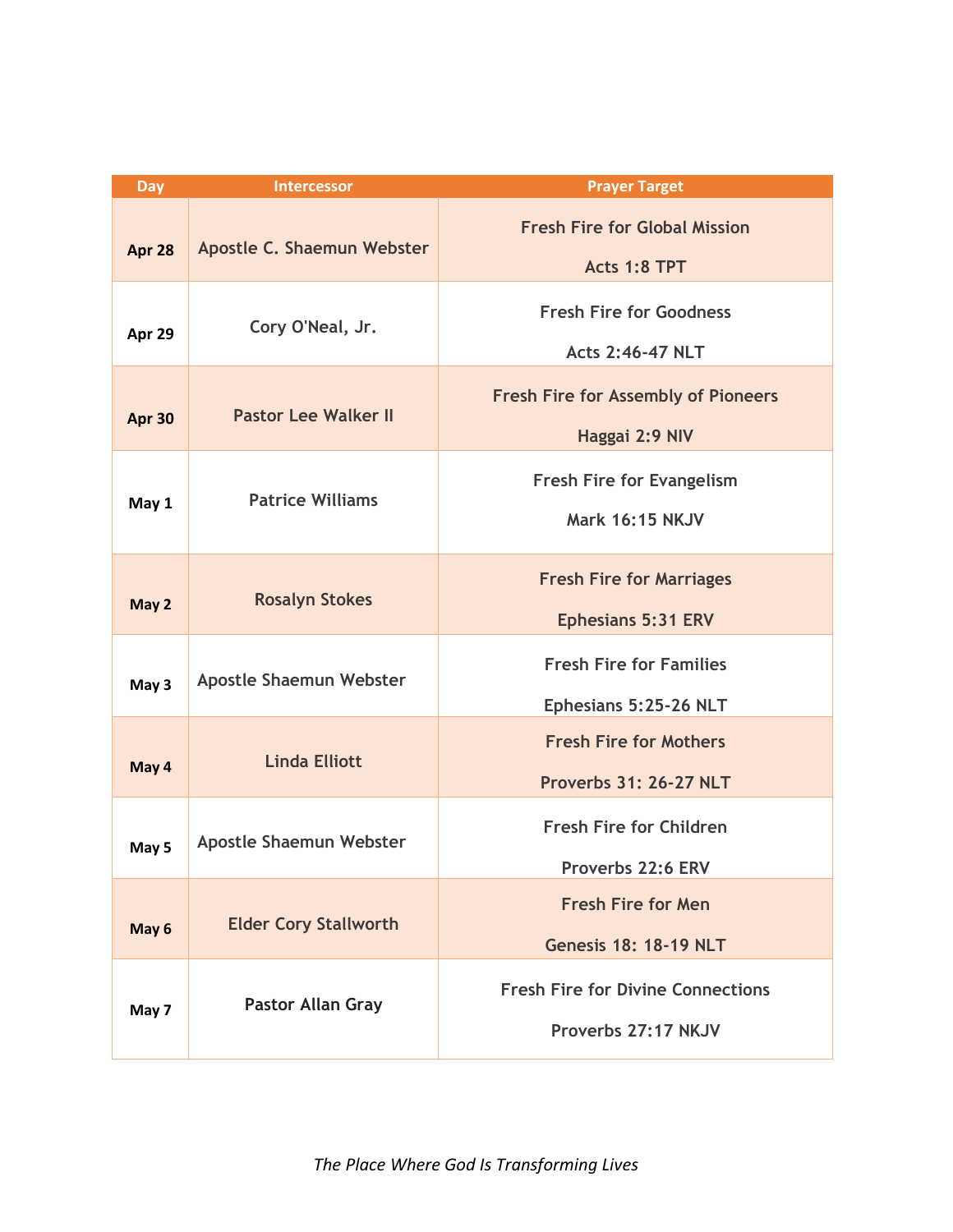| Day | Intercessor | Prayer Target |
|---|---|---|
| **Apr 28** | Apostle C. Shaemun Webster | Fresh Fire for Global Mission<br><br>Acts 1:8 TPT |
| **Apr 29** | Cory O'Neal, Jr. | Fresh Fire for Goodness<br><br>Acts 2:46-47 NLT |
| **Apr 30** | Pastor Lee Walker II | Fresh Fire for Assembly of Pioneers<br><br>Haggai 2:9 NIV |
| **May 1** | Patrice Williams | Fresh Fire for Evangelism<br><br>Mark 16:15 NKJV |
| **May 2** | Rosalyn Stokes | Fresh Fire for Marriages<br><br>Ephesians 5:31 ERV |
| **May 3** | Apostle Shaemun Webster | Fresh Fire for Families<br><br>Ephesians 5:25-26 NLT |
| **May 4** | Linda Elliott | Fresh Fire for Mothers<br><br>Proverbs 31: 26-27 NLT |
| **May 5** | Apostle Shaemun Webster | Fresh Fire for Children<br><br>Proverbs 22:6 ERV |
| **May 6** | Elder Cory Stallworth | Fresh Fire for Men<br><br>Genesis 18: 18-19 NLT |
| **May 7** | Pastor Allan Gray | Fresh Fire for Divine Connections<br><br>Proverbs 27:17 NKJV |

*The Place Where God Is Transforming Lives*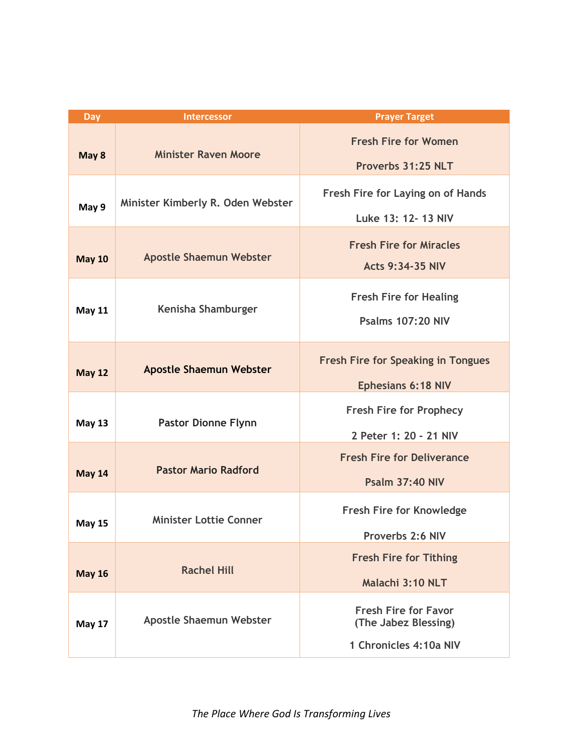| Day | Intercessor | Prayer Target |
|---|---|---|
| May 8 | Minister Raven Moore | Fresh Fire for Women<br><br>Proverbs 31:25 NLT |
| May 9 | Minister Kimberly R. Oden Webster | Fresh Fire for Laying on of Hands<br><br>Luke 13: 12- 13 NIV |
| May 10 | Apostle Shaemun Webster | Fresh Fire for Miracles<br><br>Acts 9:34-35 NIV |
| May 11 | Kenisha Shamburger | Fresh Fire for Healing<br><br>Psalms 107:20 NIV |
| May 12 | Apostle Shaemun Webster | Fresh Fire for Speaking in Tongues<br><br>Ephesians 6:18 NIV |
| May 13 | Pastor Dionne Flynn | Fresh Fire for Prophecy<br><br>2 Peter 1: 20 - 21 NIV |
| May 14 | Pastor Mario Radford | Fresh Fire for Deliverance<br><br>Psalm 37:40 NIV |
| May 15 | Minister Lottie Conner | Fresh Fire for Knowledge<br><br>Proverbs 2:6 NIV |
| May 16 | Rachel Hill | Fresh Fire for Tithing<br><br>Malachi 3:10 NLT |
| May 17 | Apostle Shaemun Webster | Fresh Fire for Favor<br>(The Jabez Blessing)<br><br>1 Chronicles 4:10a NIV |

*The Place Where God Is Transforming Lives*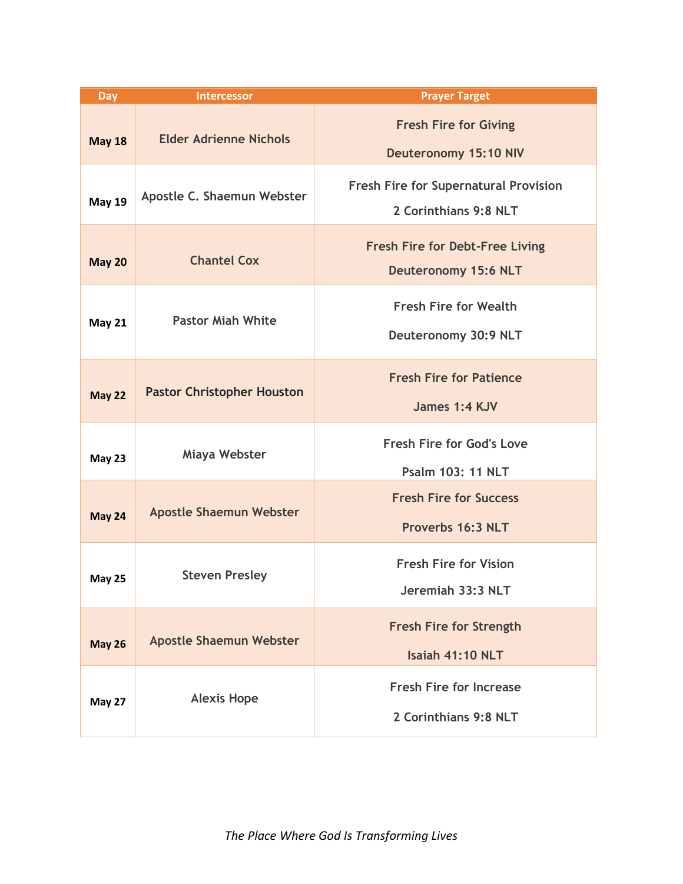| Day | Intercessor | Prayer Target |
|---|---|---|
| **May 18** | Elder Adrienne Nichols | Fresh Fire for Giving<br><br>Deuteronomy 15:10 NIV |
| **May 19** | Apostle C. Shaemun Webster | Fresh Fire for Supernatural Provision<br><br>2 Corinthians 9:8 NLT |
| **May 20** | Chantel Cox | Fresh Fire for Debt-Free Living<br><br>Deuteronomy 15:6 NLT |
| **May 21** | Pastor Miah White | Fresh Fire for Wealth<br><br>Deuteronomy 30:9 NLT |
| **May 22** | Pastor Christopher Houston | Fresh Fire for Patience<br><br>James 1:4 KJV |
| **May 23** | Miaya Webster | Fresh Fire for God's Love<br><br>Psalm 103: 11 NLT |
| **May 24** | Apostle Shaemun Webster | Fresh Fire for Success<br><br>Proverbs 16:3 NLT |
| **May 25** | Steven Presley | Fresh Fire for Vision<br><br>Jeremiah 33:3 NLT |
| **May 26** | Apostle Shaemun Webster | Fresh Fire for Strength<br><br>Isaiah 41:10 NLT |
| **May 27** | Alexis Hope | Fresh Fire for Increase<br><br>2 Corinthians 9:8 NLT |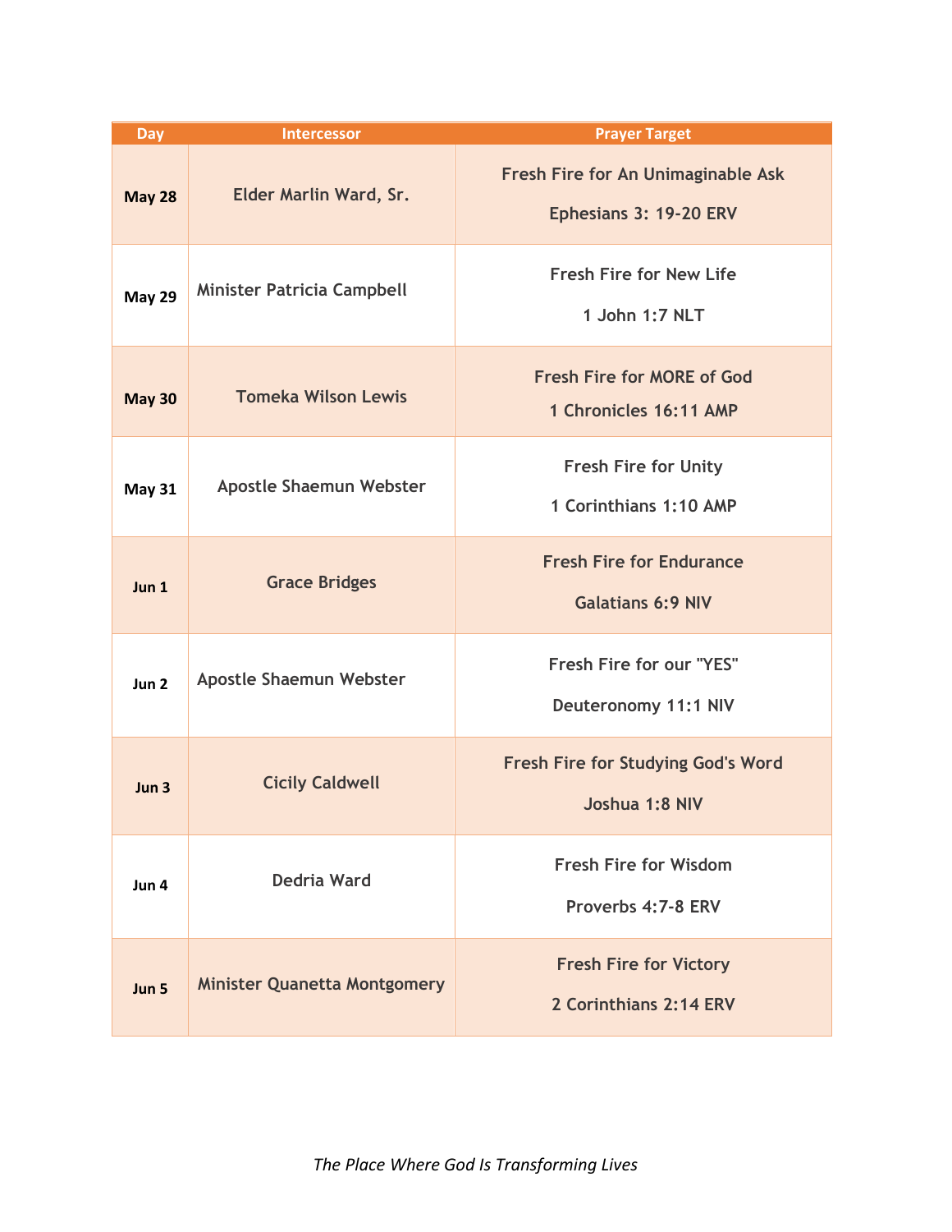| Day | Intercessor | Prayer Target |
|---|---|---|
| **May 28** | Elder Marlin Ward, Sr. | Fresh Fire for An Unimaginable Ask<br><br>Ephesians 3: 19-20 ERV |
| **May 29** | Minister Patricia Campbell | Fresh Fire for New Life<br><br>1 John 1:7 NLT |
| **May 30** | Tomeka Wilson Lewis | Fresh Fire for MORE of God<br><br>1 Chronicles 16:11 AMP |
| **May 31** | Apostle Shaemun Webster | Fresh Fire for Unity<br><br>1 Corinthians 1:10 AMP |
| **Jun 1** | Grace Bridges | Fresh Fire for Endurance<br><br>Galatians 6:9 NIV |
| **Jun 2** | Apostle Shaemun Webster | Fresh Fire for our "YES"<br><br>Deuteronomy 11:1 NIV |
| **Jun 3** | Cicily Caldwell | Fresh Fire for Studying God's Word<br><br>Joshua 1:8 NIV |
| **Jun 4** | Dedria Ward | Fresh Fire for Wisdom<br><br>Proverbs 4:7-8 ERV |
| **Jun 5** | Minister Quanetta Montgomery | Fresh Fire for Victory<br><br>2 Corinthians 2:14 ERV |

*The Place Where God Is Transforming Lives*